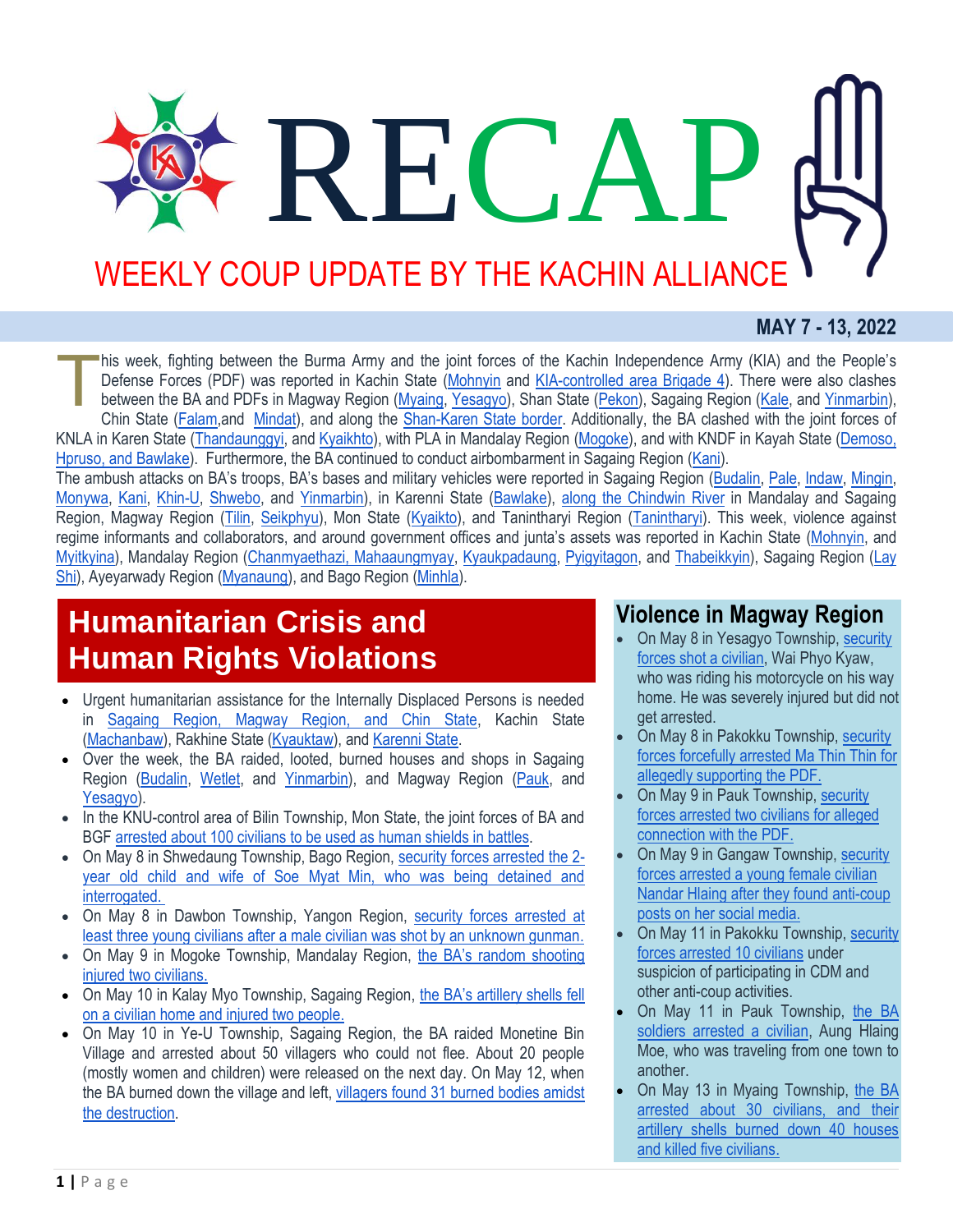# RECAP

## WEEKLY COUP UPDATE BY THE KACHIN ALLIANCE

**MAY 7 - 13, 2022**

This week, fighting between the Burma Army and the joint forces of the Kachin Independence Army (KIA) and the People's Defense Forces (PDF) was reported in Kachin State (Mohnyin and KIA-controlled area Brigade 4). There were also clashes between the BA and PDFs in Magway Region (Myaing, Yesagyo), Shan State (Pekon), Sagaing Region (Kale, and Yinmarbin), Chin State (Falam,and Mindat), and along the Shan-Karen State border. Additionally, the BA clashed with the joint forces of KNLA in Karen State (Thandaunggyi, and Kyaikhto), with PLA in Mandalay Region (Mogoke), and with KNDF in Kayah State (Demoso, Hpruso, and Bawlake). Furthermore, the BA continued to conduct airbombarment in Sagaing Region (Kani).

The ambush attacks on BA's troops, BA's bases and military vehicles were reported in Sagaing Region (Budalin, Pale, Indaw, Mingin, Monywa, Kani, Khin-U, Shwebo, and Yinmarbin), in Karenni State (Bawlake), along the Chindwin River in Mandalay and Sagaing Region, Magway Region (Tilin, Seikphyu), Mon State (Kyaikto), and Tanintharyi Region (Tanintharyi). This week, violence against regime informants and collaborators, and around government offices and junta's assets was reported in Kachin State (Mohnyin, and Myitkyina), Mandalay Region (Chanmyaethazi, Mahaaungmyay, Kyaukpadaung, Pyigyitagon, and Thabeikkyin), Sagaing Region (Lay Shi), Ayeyarwady Region (Myanaung), and Bago Region (Minhla).

## Humanitarian Crisis and Human Rights Violations

- Urgent humanitarian assistance for the Internally Displaced Persons is needed in Sagaing Region, Magway Region, and Chin State, Kachin State (Machanbaw), Rakhine State (Kyauktaw), and Karenni State.
- Over the week, the BA raided, looted, burned houses and shops in Sagaing Region (Budalin, Wetlet, and Yinmarbin), and Magway Region (Pauk, and Yesagyo).
- In the KNU-control area of Bilin Township, Mon State, the joint forces of BA and BGF arrested about 100 civilians to be used as human shields in battles.
- On May 8 in Shwedaung Township, Bago Region, security forces arrested the 2-year old child and wife of Soe Myat Min, who was being detained and interrogated.
- On May 8 in Dawbon Township, Yangon Region, security forces arrested at least three young civilians after a male civilian was shot by an unknown gunman.
- On May 9 in Mogoke Township, Mandalay Region, the BA's random shooting injured two civilians.
- On May 10 in Kalay Myo Township, Sagaing Region, the BA's artillery shells fell on a civilian home and injured two people.
- On May 10 in Ye-U Township, Sagaing Region, the BA raided Monetine Bin Village and arrested about 50 villagers who could not flee. About 20 people (mostly women and children) were released on the next day. On May 12, when the BA burned down the village and left, villagers found 31 burned bodies amidst the destruction.

## Violence in Magway Region

- On May 8 in Yesagyo Township, security forces shot a civilian, Wai Phyo Kyaw, who was riding his motorcycle on his way home. He was severely injured but did not get arrested.
- On May 8 in Pakokku Township, security forces forcefully arrested Ma Thin Thin for allegedly supporting the PDF.
- On May 9 in Pauk Township, security forces arrested two civilians for alleged connection with the PDF.
- On May 9 in Gangaw Township, security forces arrested a young female civilian Nandar Hlaing after they found anti-coup posts on her social media.
- On May 11 in Pakokku Township, security forces arrested 10 civilians under suspicion of participating in CDM and other anti-coup activities.
- On May 11 in Pauk Township, the BA soldiers arrested a civilian, Aung Hlaing Moe, who was traveling from one town to another.
- On May 13 in Myaing Township, the BA arrested about 30 civilians, and their artillery shells burned down 40 houses and killed five civilians.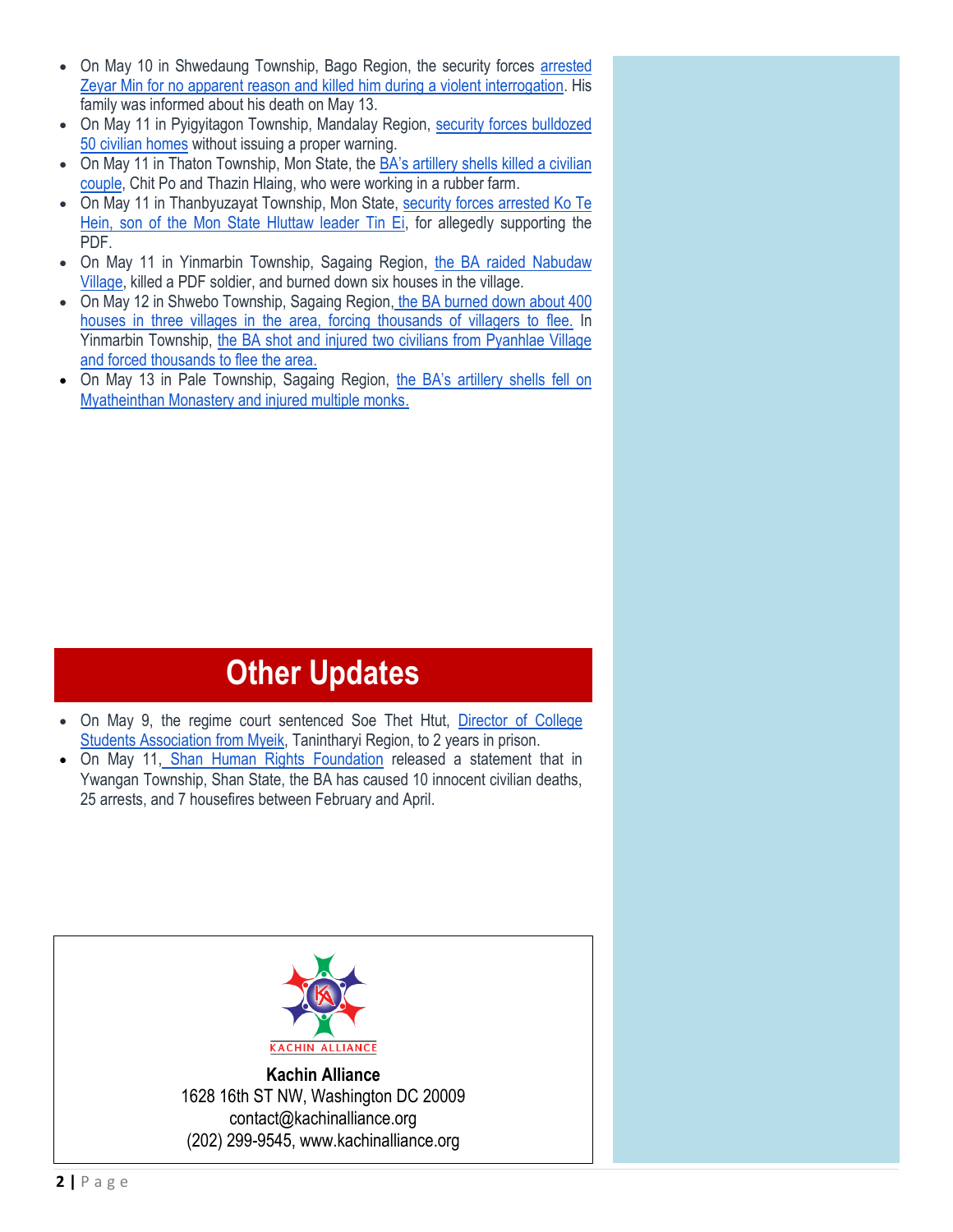- On May 10 in Shwedaung Township, Bago Region, the security forces arrested Zeyar Min for no apparent reason and killed him during a violent interrogation. His family was informed about his death on May 13.
- On May 11 in Pyigyitagon Township, Mandalay Region, security forces bulldozed 50 civilian homes without issuing a proper warning.
- On May 11 in Thaton Township, Mon State, the BA's artillery shells killed a civilian couple, Chit Po and Thazin Hlaing, who were working in a rubber farm.
- On May 11 in Thanbyuzayat Township, Mon State, security forces arrested Ko Te Hein, son of the Mon State Hluttaw leader Tin Ei, for allegedly supporting the PDF.
- On May 11 in Yinmarbin Township, Sagaing Region, the BA raided Nabudaw Village, killed a PDF soldier, and burned down six houses in the village.
- On May 12 in Shwebo Township, Sagaing Region, the BA burned down about 400 houses in three villages in the area, forcing thousands of villagers to flee. In Yinmarbin Township, the BA shot and injured two civilians from Pyanhlae Village and forced thousands to flee the area.
- On May 13 in Pale Township, Sagaing Region, the BA's artillery shells fell on Myatheinthan Monastery and injured multiple monks.

# Other Updates

- On May 9, the regime court sentenced Soe Thet Htut, Director of College Students Association from Myeik, Tanintharyi Region, to 2 years in prison.
- On May 11, Shan Human Rights Foundation released a statement that in Ywangan Township, Shan State, the BA has caused 10 innocent civilian deaths, 25 arrests, and 7 housefires between February and April.

KACHIN ALLIANCE

**Kachin Alliance**
1628 16th ST NW, Washington DC 20009
contact@kachinalliance.org
(202) 299-9545, www.kachinalliance.org